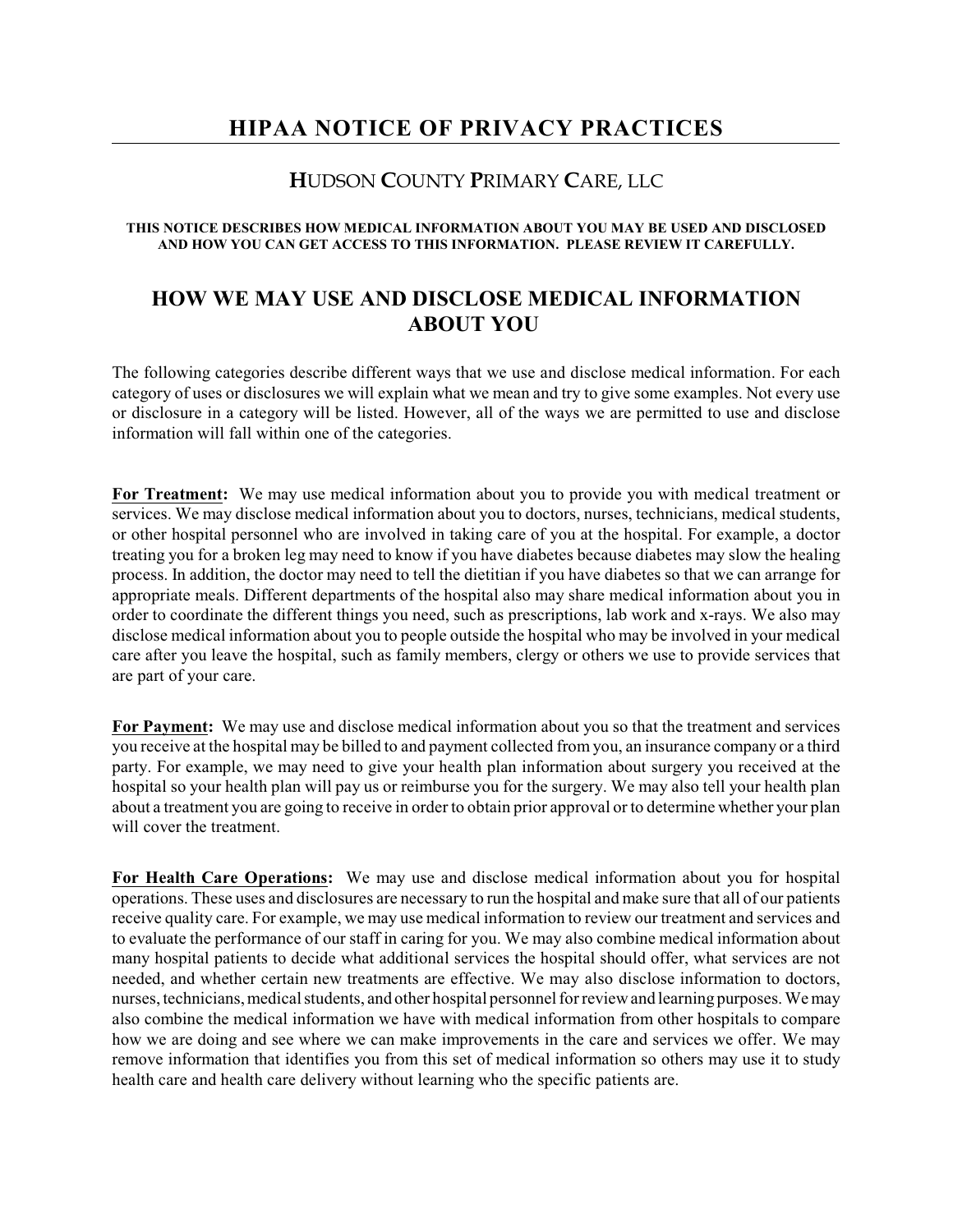# HIPAA NOTICE OF PRIVACY PRACTICES

## HUDSON COUNTY PRIMARY CARE, LLC

**THIS NOTICE DESCRIBES HOW MEDICAL INFORMATION ABOUT YOU MAY BE USED AND DISCLOSED AND HOW YOU CAN GET ACCESS TO THIS INFORMATION. PLEASE REVIEW IT CAREFULLY.**

## HOW WE MAY USE AND DISCLOSE MEDICAL INFORMATION ABOUT YOU

The following categories describe different ways that we use and disclose medical information. For each category of uses or disclosures we will explain what we mean and try to give some examples. Not every use or disclosure in a category will be listed. However, all of the ways we are permitted to use and disclose information will fall within one of the categories.

**For Treatment:** We may use medical information about you to provide you with medical treatment or services. We may disclose medical information about you to doctors, nurses, technicians, medical students, or other hospital personnel who are involved in taking care of you at the hospital. For example, a doctor treating you for a broken leg may need to know if you have diabetes because diabetes may slow the healing process. In addition, the doctor may need to tell the dietitian if you have diabetes so that we can arrange for appropriate meals. Different departments of the hospital also may share medical information about you in order to coordinate the different things you need, such as prescriptions, lab work and x-rays. We also may disclose medical information about you to people outside the hospital who may be involved in your medical care after you leave the hospital, such as family members, clergy or others we use to provide services that are part of your care.

**For Payment:** We may use and disclose medical information about you so that the treatment and services you receive at the hospital may be billed to and payment collected from you, an insurance company or a third party. For example, we may need to give your health plan information about surgery you received at the hospital so your health plan will pay us or reimburse you for the surgery. We may also tell your health plan about a treatment you are going to receive in order to obtain prior approval or to determine whether your plan will cover the treatment.

**For Health Care Operations:** We may use and disclose medical information about you for hospital operations. These uses and disclosures are necessary to run the hospital and make sure that all of our patients receive quality care. For example, we may use medical information to review our treatment and services and to evaluate the performance of our staff in caring for you. We may also combine medical information about many hospital patients to decide what additional services the hospital should offer, what services are not needed, and whether certain new treatments are effective. We may also disclose information to doctors, nurses, technicians, medical students, and other hospital personnel for review and learning purposes. We may also combine the medical information we have with medical information from other hospitals to compare how we are doing and see where we can make improvements in the care and services we offer. We may remove information that identifies you from this set of medical information so others may use it to study health care and health care delivery without learning who the specific patients are.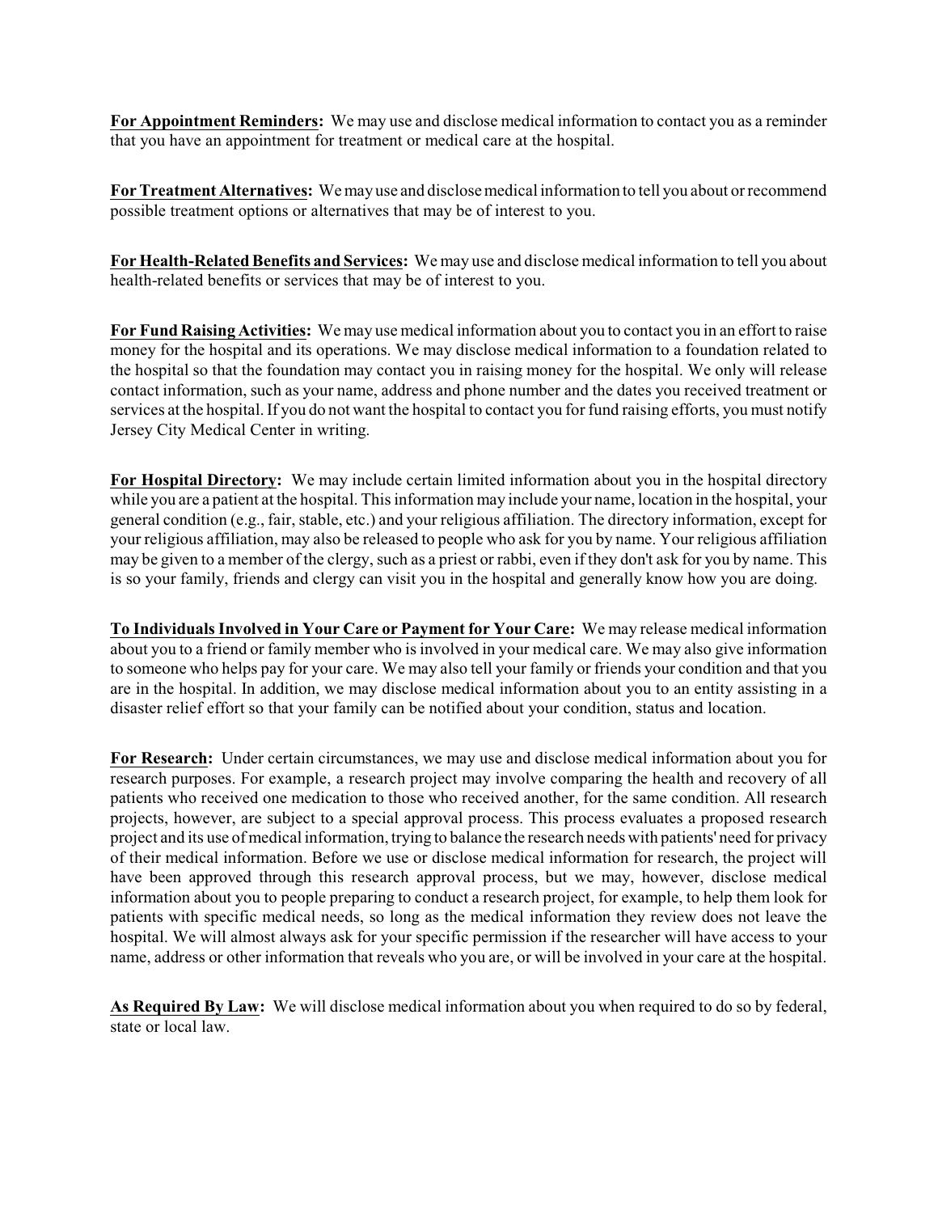**For Appointment Reminders:** We may use and disclose medical information to contact you as a reminder that you have an appointment for treatment or medical care at the hospital.

**For Treatment Alternatives:** We may use and disclose medical information to tell you about or recommend possible treatment options or alternatives that may be of interest to you.

**For Health-Related Benefits and Services:** We may use and disclose medical information to tell you about health-related benefits or services that may be of interest to you.

**For Fund Raising Activities:** We may use medical information about you to contact you in an effort to raise money for the hospital and its operations. We may disclose medical information to a foundation related to the hospital so that the foundation may contact you in raising money for the hospital. We only will release contact information, such as your name, address and phone number and the dates you received treatment or services at the hospital. If you do not want the hospital to contact you for fund raising efforts, you must notify Jersey City Medical Center in writing.

**For Hospital Directory:** We may include certain limited information about you in the hospital directory while you are a patient at the hospital. This information may include your name, location in the hospital, your general condition (e.g., fair, stable, etc.) and your religious affiliation. The directory information, except for your religious affiliation, may also be released to people who ask for you by name. Your religious affiliation may be given to a member of the clergy, such as a priest or rabbi, even if they don't ask for you by name. This is so your family, friends and clergy can visit you in the hospital and generally know how you are doing.

**To Individuals Involved in Your Care or Payment for Your Care:** We may release medical information about you to a friend or family member who is involved in your medical care. We may also give information to someone who helps pay for your care. We may also tell your family or friends your condition and that you are in the hospital. In addition, we may disclose medical information about you to an entity assisting in a disaster relief effort so that your family can be notified about your condition, status and location.

**For Research:** Under certain circumstances, we may use and disclose medical information about you for research purposes. For example, a research project may involve comparing the health and recovery of all patients who received one medication to those who received another, for the same condition. All research projects, however, are subject to a special approval process. This process evaluates a proposed research project and its use of medical information, trying to balance the research needs with patients' need for privacy of their medical information. Before we use or disclose medical information for research, the project will have been approved through this research approval process, but we may, however, disclose medical information about you to people preparing to conduct a research project, for example, to help them look for patients with specific medical needs, so long as the medical information they review does not leave the hospital. We will almost always ask for your specific permission if the researcher will have access to your name, address or other information that reveals who you are, or will be involved in your care at the hospital.

**As Required By Law:** We will disclose medical information about you when required to do so by federal, state or local law.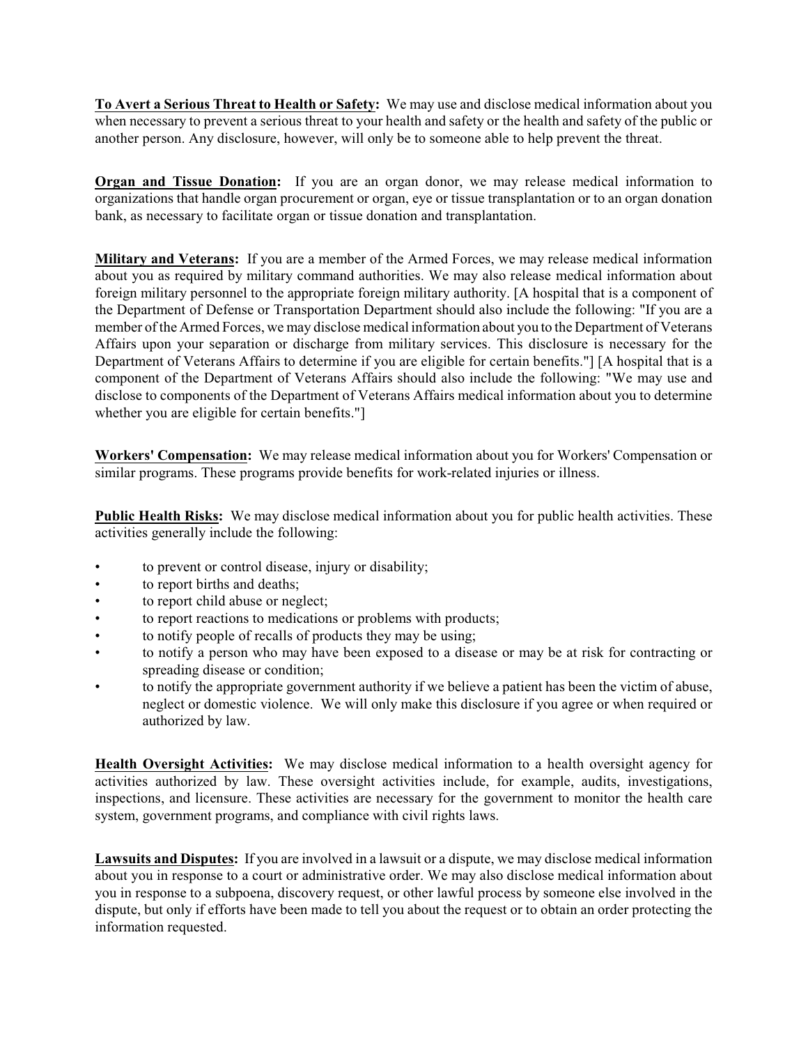**To Avert a Serious Threat to Health or Safety:** We may use and disclose medical information about you when necessary to prevent a serious threat to your health and safety or the health and safety of the public or another person. Any disclosure, however, will only be to someone able to help prevent the threat.

**Organ and Tissue Donation:** If you are an organ donor, we may release medical information to organizations that handle organ procurement or organ, eye or tissue transplantation or to an organ donation bank, as necessary to facilitate organ or tissue donation and transplantation.

**Military and Veterans:** If you are a member of the Armed Forces, we may release medical information about you as required by military command authorities. We may also release medical information about foreign military personnel to the appropriate foreign military authority. [A hospital that is a component of the Department of Defense or Transportation Department should also include the following: "If you are a member of the Armed Forces, we may disclose medical information about you to the Department of Veterans Affairs upon your separation or discharge from military services. This disclosure is necessary for the Department of Veterans Affairs to determine if you are eligible for certain benefits."] [A hospital that is a component of the Department of Veterans Affairs should also include the following: "We may use and disclose to components of the Department of Veterans Affairs medical information about you to determine whether you are eligible for certain benefits."]

**Workers' Compensation:** We may release medical information about you for Workers' Compensation or similar programs. These programs provide benefits for work-related injuries or illness.

**Public Health Risks:** We may disclose medical information about you for public health activities. These activities generally include the following:

- to prevent or control disease, injury or disability;
- to report births and deaths;
- to report child abuse or neglect;
- to report reactions to medications or problems with products;
- to notify people of recalls of products they may be using;
- to notify a person who may have been exposed to a disease or may be at risk for contracting or spreading disease or condition;
- to notify the appropriate government authority if we believe a patient has been the victim of abuse, neglect or domestic violence. We will only make this disclosure if you agree or when required or authorized by law.

**Health Oversight Activities:** We may disclose medical information to a health oversight agency for activities authorized by law. These oversight activities include, for example, audits, investigations, inspections, and licensure. These activities are necessary for the government to monitor the health care system, government programs, and compliance with civil rights laws.

**Lawsuits and Disputes:** If you are involved in a lawsuit or a dispute, we may disclose medical information about you in response to a court or administrative order. We may also disclose medical information about you in response to a subpoena, discovery request, or other lawful process by someone else involved in the dispute, but only if efforts have been made to tell you about the request or to obtain an order protecting the information requested.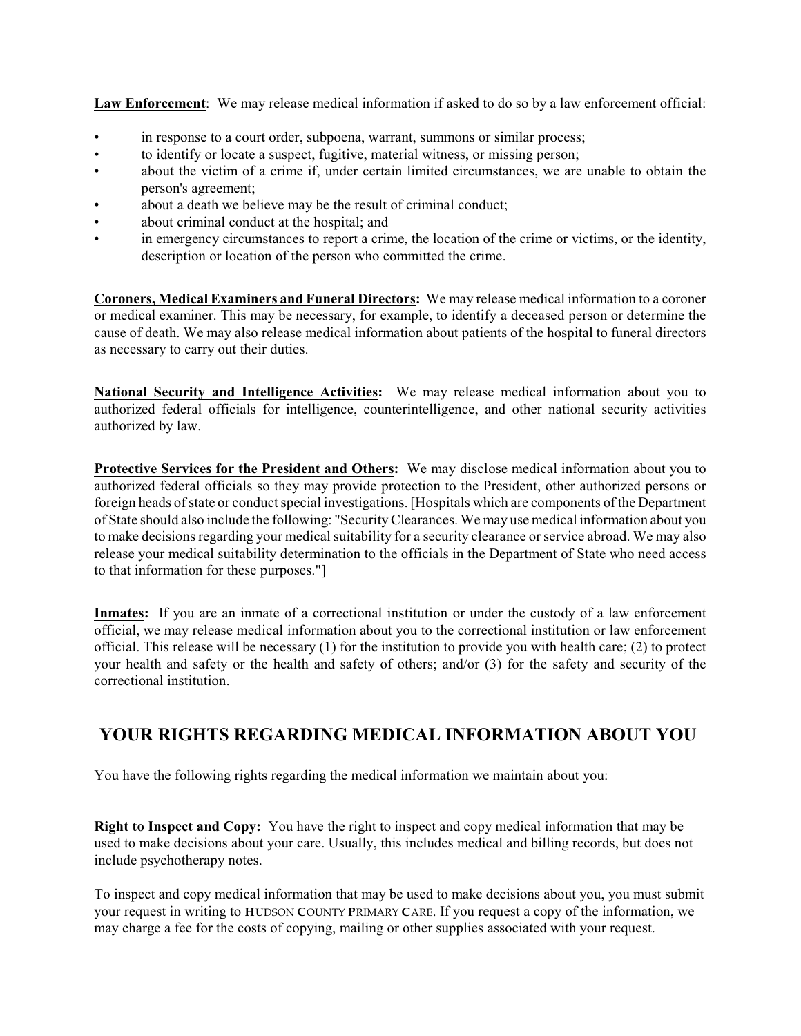**Law Enforcement**: We may release medical information if asked to do so by a law enforcement official:

- in response to a court order, subpoena, warrant, summons or similar process;
- to identify or locate a suspect, fugitive, material witness, or missing person;
- about the victim of a crime if, under certain limited circumstances, we are unable to obtain the person's agreement;
- about a death we believe may be the result of criminal conduct;
- about criminal conduct at the hospital; and
- in emergency circumstances to report a crime, the location of the crime or victims, or the identity, description or location of the person who committed the crime.

**Coroners, Medical Examiners and Funeral Directors:** We may release medical information to a coroner or medical examiner. This may be necessary, for example, to identify a deceased person or determine the cause of death. We may also release medical information about patients of the hospital to funeral directors as necessary to carry out their duties.

**National Security and Intelligence Activities:** We may release medical information about you to authorized federal officials for intelligence, counterintelligence, and other national security activities authorized by law.

**Protective Services for the President and Others:** We may disclose medical information about you to authorized federal officials so they may provide protection to the President, other authorized persons or foreign heads of state or conduct special investigations. [Hospitals which are components of the Department of State should also include the following: "Security Clearances. We may use medical information about you to make decisions regarding your medical suitability for a security clearance or service abroad. We may also release your medical suitability determination to the officials in the Department of State who need access to that information for these purposes."]

**Inmates:** If you are an inmate of a correctional institution or under the custody of a law enforcement official, we may release medical information about you to the correctional institution or law enforcement official. This release will be necessary (1) for the institution to provide you with health care; (2) to protect your health and safety or the health and safety of others; and/or (3) for the safety and security of the correctional institution.

## YOUR RIGHTS REGARDING MEDICAL INFORMATION ABOUT YOU

You have the following rights regarding the medical information we maintain about you:

**Right to Inspect and Copy:** You have the right to inspect and copy medical information that may be used to make decisions about your care. Usually, this includes medical and billing records, but does not include psychotherapy notes.

To inspect and copy medical information that may be used to make decisions about you, you must submit your request in writing to HUDSON COUNTY PRIMARY CARE. If you request a copy of the information, we may charge a fee for the costs of copying, mailing or other supplies associated with your request.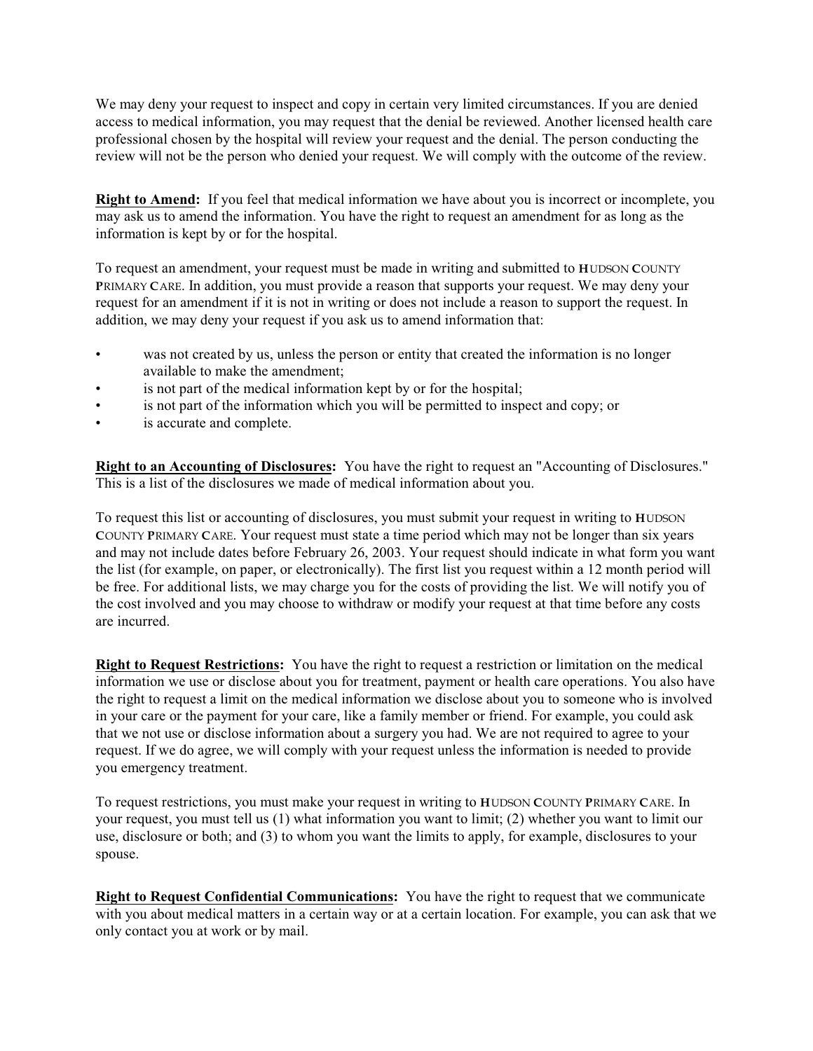We may deny your request to inspect and copy in certain very limited circumstances. If you are denied access to medical information, you may request that the denial be reviewed. Another licensed health care professional chosen by the hospital will review your request and the denial. The person conducting the review will not be the person who denied your request. We will comply with the outcome of the review.

**Right to Amend:** If you feel that medical information we have about you is incorrect or incomplete, you may ask us to amend the information. You have the right to request an amendment for as long as the information is kept by or for the hospital.

To request an amendment, your request must be made in writing and submitted to HUDSON COUNTY PRIMARY CARE. In addition, you must provide a reason that supports your request. We may deny your request for an amendment if it is not in writing or does not include a reason to support the request. In addition, we may deny your request if you ask us to amend information that:

- was not created by us, unless the person or entity that created the information is no longer available to make the amendment;
- is not part of the medical information kept by or for the hospital;
- is not part of the information which you will be permitted to inspect and copy; or
- is accurate and complete.

**Right to an Accounting of Disclosures:** You have the right to request an "Accounting of Disclosures." This is a list of the disclosures we made of medical information about you.

To request this list or accounting of disclosures, you must submit your request in writing to HUDSON COUNTY PRIMARY CARE. Your request must state a time period which may not be longer than six years and may not include dates before February 26, 2003. Your request should indicate in what form you want the list (for example, on paper, or electronically). The first list you request within a 12 month period will be free. For additional lists, we may charge you for the costs of providing the list. We will notify you of the cost involved and you may choose to withdraw or modify your request at that time before any costs are incurred.

**Right to Request Restrictions:** You have the right to request a restriction or limitation on the medical information we use or disclose about you for treatment, payment or health care operations. You also have the right to request a limit on the medical information we disclose about you to someone who is involved in your care or the payment for your care, like a family member or friend. For example, you could ask that we not use or disclose information about a surgery you had. We are not required to agree to your request. If we do agree, we will comply with your request unless the information is needed to provide you emergency treatment.

To request restrictions, you must make your request in writing to HUDSON COUNTY PRIMARY CARE. In your request, you must tell us (1) what information you want to limit; (2) whether you want to limit our use, disclosure or both; and (3) to whom you want the limits to apply, for example, disclosures to your spouse.

**Right to Request Confidential Communications:** You have the right to request that we communicate with you about medical matters in a certain way or at a certain location. For example, you can ask that we only contact you at work or by mail.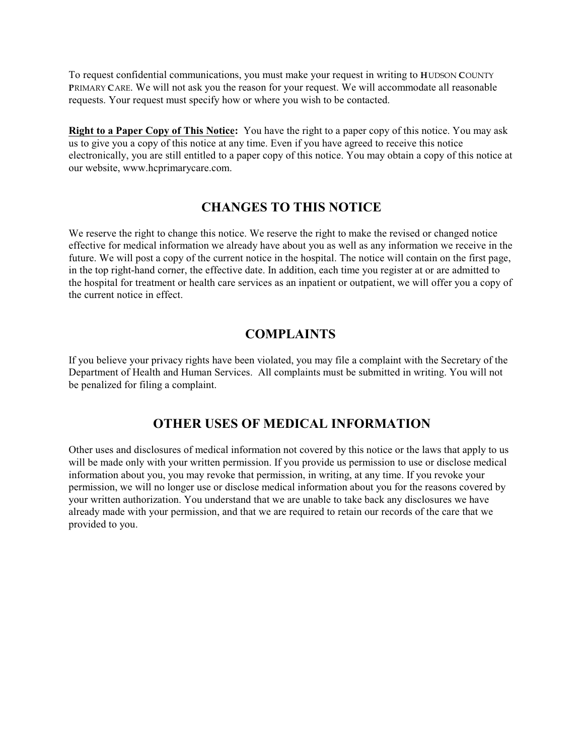To request confidential communications, you must make your request in writing to HUDSON COUNTY PRIMARY CARE. We will not ask you the reason for your request. We will accommodate all reasonable requests. Your request must specify how or where you wish to be contacted.

**Right to a Paper Copy of This Notice:** You have the right to a paper copy of this notice. You may ask us to give you a copy of this notice at any time. Even if you have agreed to receive this notice electronically, you are still entitled to a paper copy of this notice. You may obtain a copy of this notice at our website, www.hcprimarycare.com.

## CHANGES TO THIS NOTICE

We reserve the right to change this notice. We reserve the right to make the revised or changed notice effective for medical information we already have about you as well as any information we receive in the future. We will post a copy of the current notice in the hospital. The notice will contain on the first page, in the top right-hand corner, the effective date. In addition, each time you register at or are admitted to the hospital for treatment or health care services as an inpatient or outpatient, we will offer you a copy of the current notice in effect.

## COMPLAINTS

If you believe your privacy rights have been violated, you may file a complaint with the Secretary of the Department of Health and Human Services. All complaints must be submitted in writing. You will not be penalized for filing a complaint.

## OTHER USES OF MEDICAL INFORMATION

Other uses and disclosures of medical information not covered by this notice or the laws that apply to us will be made only with your written permission. If you provide us permission to use or disclose medical information about you, you may revoke that permission, in writing, at any time. If you revoke your permission, we will no longer use or disclose medical information about you for the reasons covered by your written authorization. You understand that we are unable to take back any disclosures we have already made with your permission, and that we are required to retain our records of the care that we provided to you.